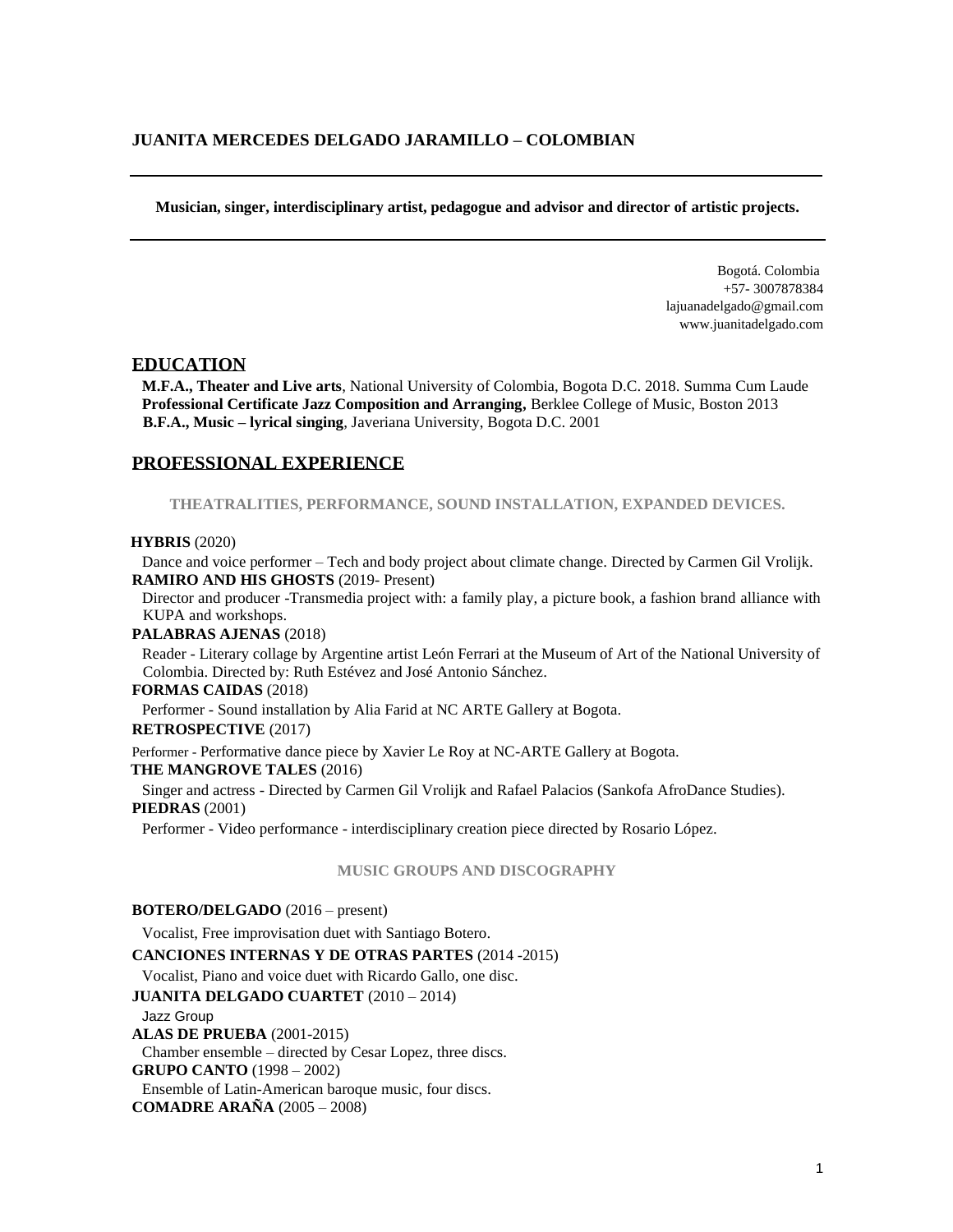# JUANITA MERCEDES DELGADO JARAMILLO – COLOMBIAN

---

**Musician, singer, interdisciplinary artist, pedagogue and advisor and director of artistic projects.**

---

Bogotá. Colombia
+57- 3007878384
lajuanadelgado@gmail.com
www.juanitadelgado.com

## EDUCATION

**M.F.A., Theater and Live arts**, National University of Colombia, Bogota D.C. 2018. Summa Cum Laude
**Professional Certificate Jazz Composition and Arranging,** Berklee College of Music, Boston 2013
**B.F.A., Music – lyrical singing**, Javeriana University, Bogota D.C. 2001

## PROFESSIONAL EXPERIENCE

### THEATRALITIES, PERFORMANCE, SOUND INSTALLATION, EXPANDED DEVICES.

**HYBRIS** (2020)
Dance and voice performer – Tech and body project about climate change. Directed by Carmen Gil Vrolijk.

**RAMIRO AND HIS GHOSTS** (2019- Present)
Director and producer -Transmedia project with: a family play, a picture book, a fashion brand alliance with KUPA and workshops.

**PALABRAS AJENAS** (2018)
Reader - Literary collage by Argentine artist León Ferrari at the Museum of Art of the National University of Colombia. Directed by: Ruth Estévez and José Antonio Sánchez.

**FORMAS CAIDAS** (2018)
Performer - Sound installation by Alia Farid at NC ARTE Gallery at Bogota.

**RETROSPECTIVE** (2017)
Performer - Performative dance piece by Xavier Le Roy at NC-ARTE Gallery at Bogota.

**THE MANGROVE TALES** (2016)
Singer and actress - Directed by Carmen Gil Vrolijk and Rafael Palacios (Sankofa AfroDance Studies).

**PIEDRAS** (2001)
Performer - Video performance - interdisciplinary creation piece directed by Rosario López.

### MUSIC GROUPS AND DISCOGRAPHY

**BOTERO/DELGADO** (2016 – present)
Vocalist, Free improvisation duet with Santiago Botero.

**CANCIONES INTERNAS Y DE OTRAS PARTES** (2014 -2015)
Vocalist, Piano and voice duet with Ricardo Gallo, one disc.

**JUANITA DELGADO CUARTET** (2010 – 2014)
Jazz Group

**ALAS DE PRUEBA** (2001-2015)
Chamber ensemble – directed by Cesar Lopez, three discs.

**GRUPO CANTO** (1998 – 2002)
Ensemble of Latin-American baroque music, four discs.

**COMADRE ARAÑA** (2005 – 2008)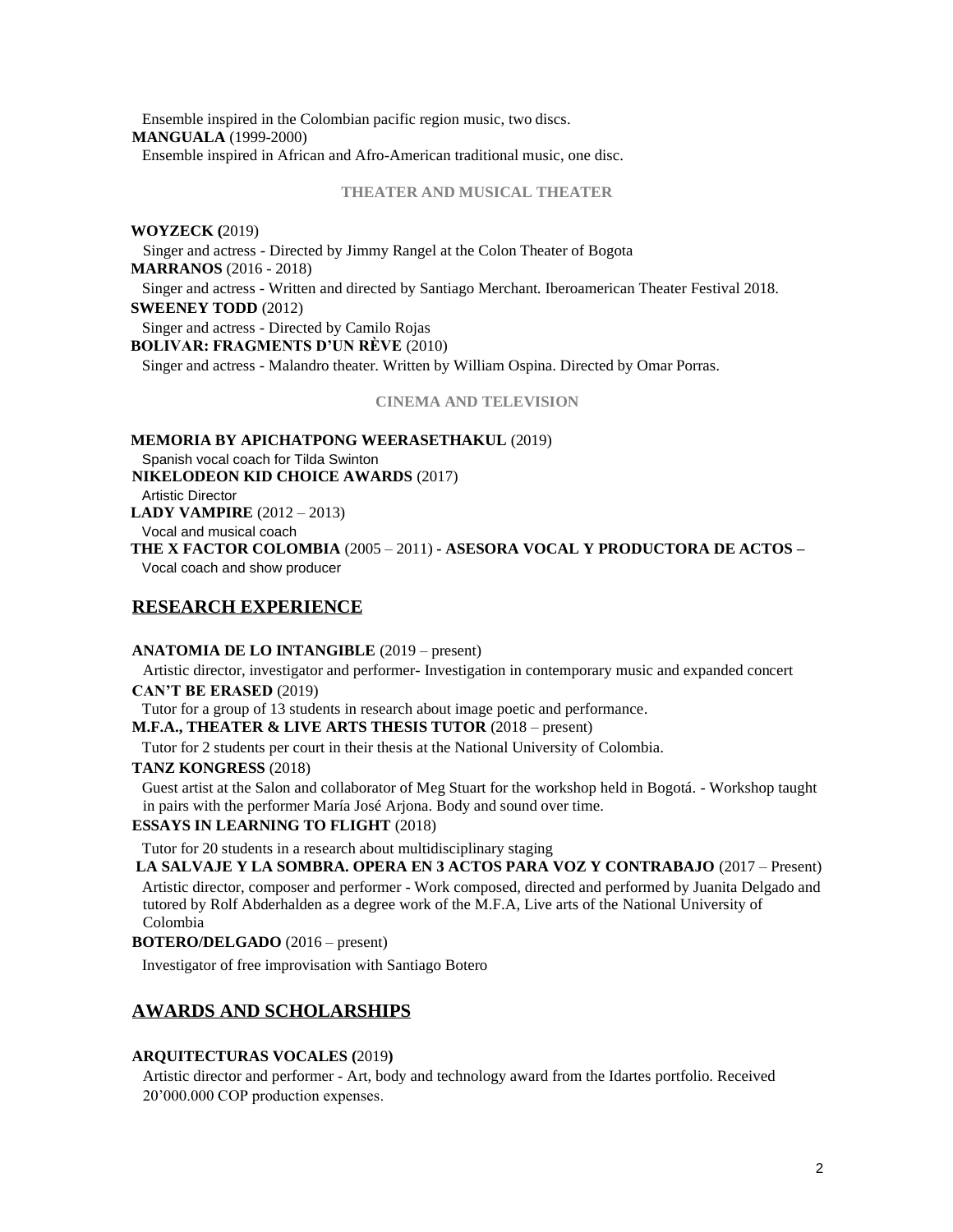Ensemble inspired in the Colombian pacific region music, two discs.

**MANGUALA** (1999-2000)

Ensemble inspired in African and Afro-American traditional music, one disc.

### THEATER AND MUSICAL THEATER

**WOYZECK (**2019)

Singer and actress - Directed by Jimmy Rangel at the Colon Theater of Bogota

**MARRANOS** (2016 - 2018)

Singer and actress - Written and directed by Santiago Merchant. Iberoamerican Theater Festival 2018.

**SWEENEY TODD** (2012)

Singer and actress - Directed by Camilo Rojas

**BOLIVAR: FRAGMENTS D'UN RÈVE** (2010)

Singer and actress - Malandro theater. Written by William Ospina. Directed by Omar Porras.

### CINEMA AND TELEVISION

**MEMORIA BY APICHATPONG WEERASETHAKUL** (2019)

Spanish vocal coach for Tilda Swinton

**NIKELODEON KID CHOICE AWARDS** (2017)

Artistic Director

**LADY VAMPIRE** (2012 – 2013)

Vocal and musical coach

**THE X FACTOR COLOMBIA** (2005 – 2011) **- ASESORA VOCAL Y PRODUCTORA DE ACTOS –**

Vocal coach and show producer

## RESEARCH EXPERIENCE

**ANATOMIA DE LO INTANGIBLE** (2019 – present)

Artistic director, investigator and performer- Investigation in contemporary music and expanded concert

**CAN'T BE ERASED** (2019)

Tutor for a group of 13 students in research about image poetic and performance.

**M.F.A., THEATER & LIVE ARTS THESIS TUTOR** (2018 – present)

Tutor for 2 students per court in their thesis at the National University of Colombia.

**TANZ KONGRESS** (2018)

Guest artist at the Salon and collaborator of Meg Stuart for the workshop held in Bogotá. - Workshop taught in pairs with the performer María José Arjona. Body and sound over time.

**ESSAYS IN LEARNING TO FLIGHT** (2018)

Tutor for 20 students in a research about multidisciplinary staging

**LA SALVAJE Y LA SOMBRA. OPERA EN 3 ACTOS PARA VOZ Y CONTRABAJO** (2017 – Present)

Artistic director, composer and performer - Work composed, directed and performed by Juanita Delgado and tutored by Rolf Abderhalden as a degree work of the M.F.A, Live arts of the National University of Colombia

**BOTERO/DELGADO** (2016 – present)

Investigator of free improvisation with Santiago Botero

## AWARDS AND SCHOLARSHIPS

**ARQUITECTURAS VOCALES (**2019**)**

Artistic director and performer - Art, body and technology award from the Idartes portfolio. Received 20'000.000 COP production expenses.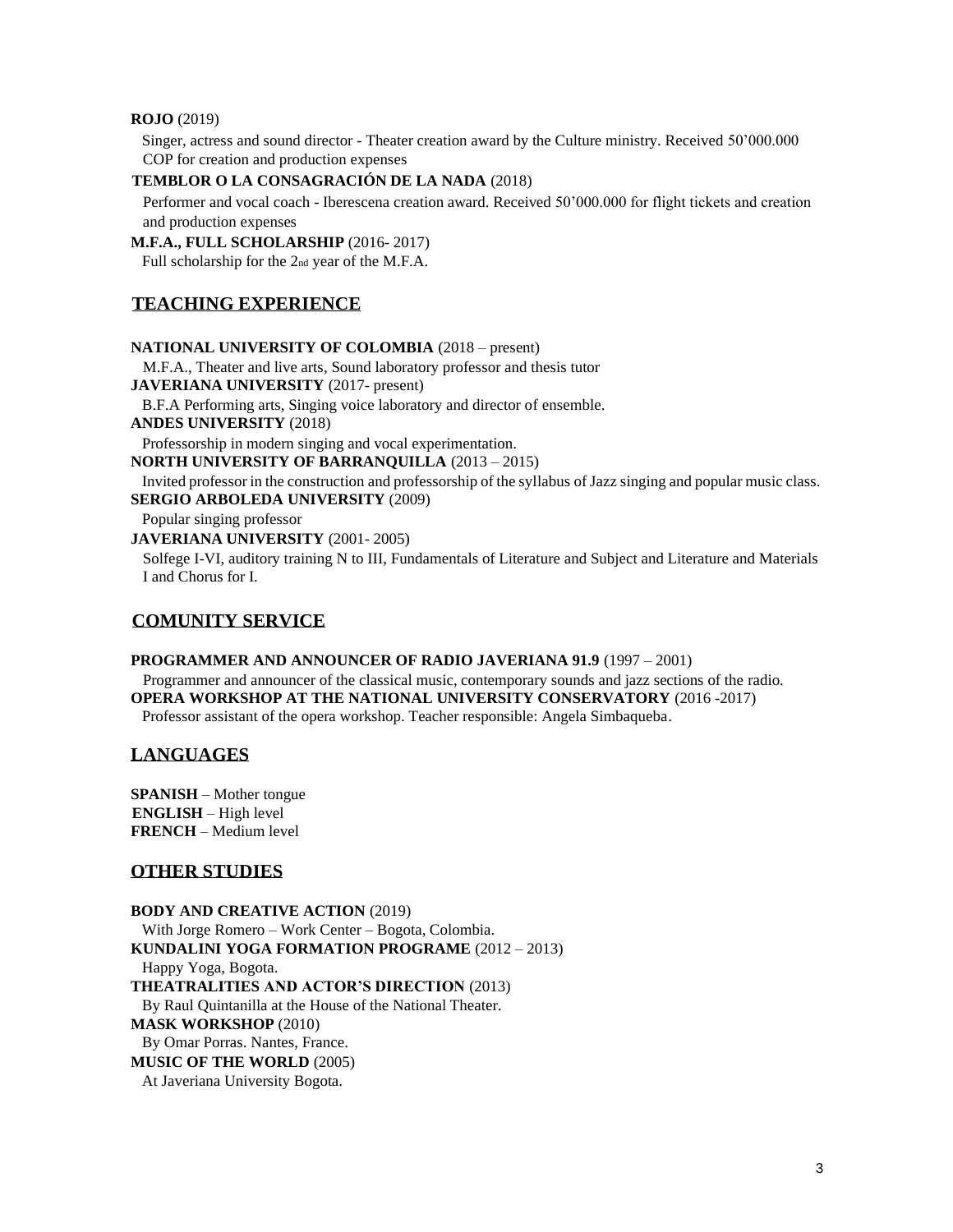**ROJO** (2019)

Singer, actress and sound director - Theater creation award by the Culture ministry. Received 50'000.000 COP for creation and production expenses

**TEMBLOR O LA CONSAGRACIÓN DE LA NADA** (2018)

Performer and vocal coach - Iberescena creation award. Received 50'000.000 for flight tickets and creation and production expenses

**M.F.A., FULL SCHOLARSHIP** (2016- 2017)

Full scholarship for the 2nd year of the M.F.A.

## TEACHING EXPERIENCE

**NATIONAL UNIVERSITY OF COLOMBIA** (2018 – present)

M.F.A., Theater and live arts, Sound laboratory professor and thesis tutor

**JAVERIANA UNIVERSITY** (2017- present)

B.F.A Performing arts, Singing voice laboratory and director of ensemble.

**ANDES UNIVERSITY** (2018)

Professorship in modern singing and vocal experimentation.

**NORTH UNIVERSITY OF BARRANQUILLA** (2013 – 2015)

Invited professor in the construction and professorship of the syllabus of Jazz singing and popular music class.

**SERGIO ARBOLEDA UNIVERSITY** (2009)

Popular singing professor

**JAVERIANA UNIVERSITY** (2001- 2005)

Solfege I-VI, auditory training N to III, Fundamentals of Literature and Subject and Literature and Materials I and Chorus for I.

## COMUNITY SERVICE

**PROGRAMMER AND ANNOUNCER OF RADIO JAVERIANA 91.9** (1997 – 2001)

Programmer and announcer of the classical music, contemporary sounds and jazz sections of the radio.

**OPERA WORKSHOP AT THE NATIONAL UNIVERSITY CONSERVATORY** (2016 -2017)

Professor assistant of the opera workshop. Teacher responsible: Angela Simbaqueba.

## LANGUAGES

**SPANISH** – Mother tongue
**ENGLISH** – High level
**FRENCH** – Medium level

## OTHER STUDIES

**BODY AND CREATIVE ACTION** (2019)

With Jorge Romero – Work Center – Bogota, Colombia.

**KUNDALINI YOGA FORMATION PROGRAME** (2012 – 2013)

Happy Yoga, Bogota.

**THEATRALITIES AND ACTOR'S DIRECTION** (2013)

By Raul Quintanilla at the House of the National Theater.

**MASK WORKSHOP** (2010)

By Omar Porras. Nantes, France.

**MUSIC OF THE WORLD** (2005)

At Javeriana University Bogota.